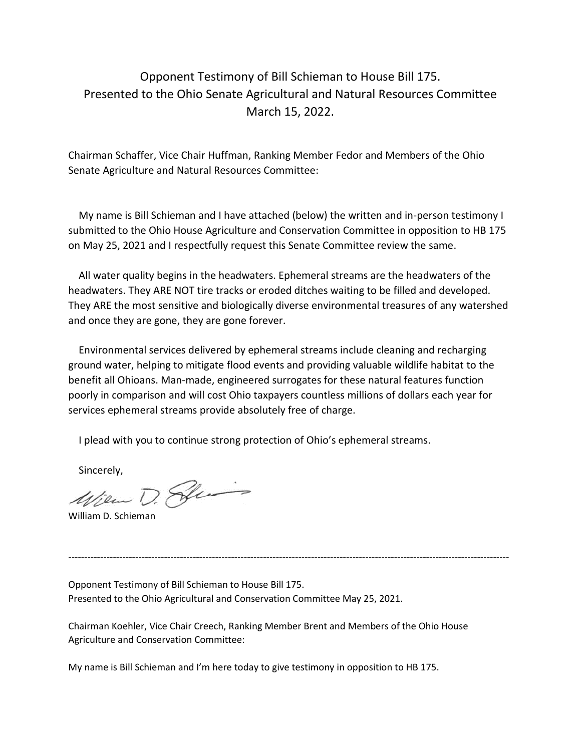# Opponent Testimony of Bill Schieman to House Bill 175.
# Presented to the Ohio Senate Agricultural and Natural Resources Committee
# March 15, 2022.

Chairman Schaffer, Vice Chair Huffman, Ranking Member Fedor and Members of the Ohio Senate Agriculture and Natural Resources Committee:

My name is Bill Schieman and I have attached (below) the written and in-person testimony I submitted to the Ohio House Agriculture and Conservation Committee in opposition to HB 175 on May 25, 2021 and I respectfully request this Senate Committee review the same.

All water quality begins in the headwaters. Ephemeral streams are the headwaters of the headwaters. They ARE NOT tire tracks or eroded ditches waiting to be filled and developed. They ARE the most sensitive and biologically diverse environmental treasures of any watershed and once they are gone, they are gone forever.

Environmental services delivered by ephemeral streams include cleaning and recharging ground water, helping to mitigate flood events and providing valuable wildlife habitat to the benefit all Ohioans. Man-made, engineered surrogates for these natural features function poorly in comparison and will cost Ohio taxpayers countless millions of dollars each year for services ephemeral streams provide absolutely free of charge.

I plead with you to continue strong protection of Ohio's ephemeral streams.

Sincerely,

William D. Schieman

---

Opponent Testimony of Bill Schieman to House Bill 175.
Presented to the Ohio Agricultural and Conservation Committee May 25, 2021.

Chairman Koehler, Vice Chair Creech, Ranking Member Brent and Members of the Ohio House Agriculture and Conservation Committee:

My name is Bill Schieman and I'm here today to give testimony in opposition to HB 175.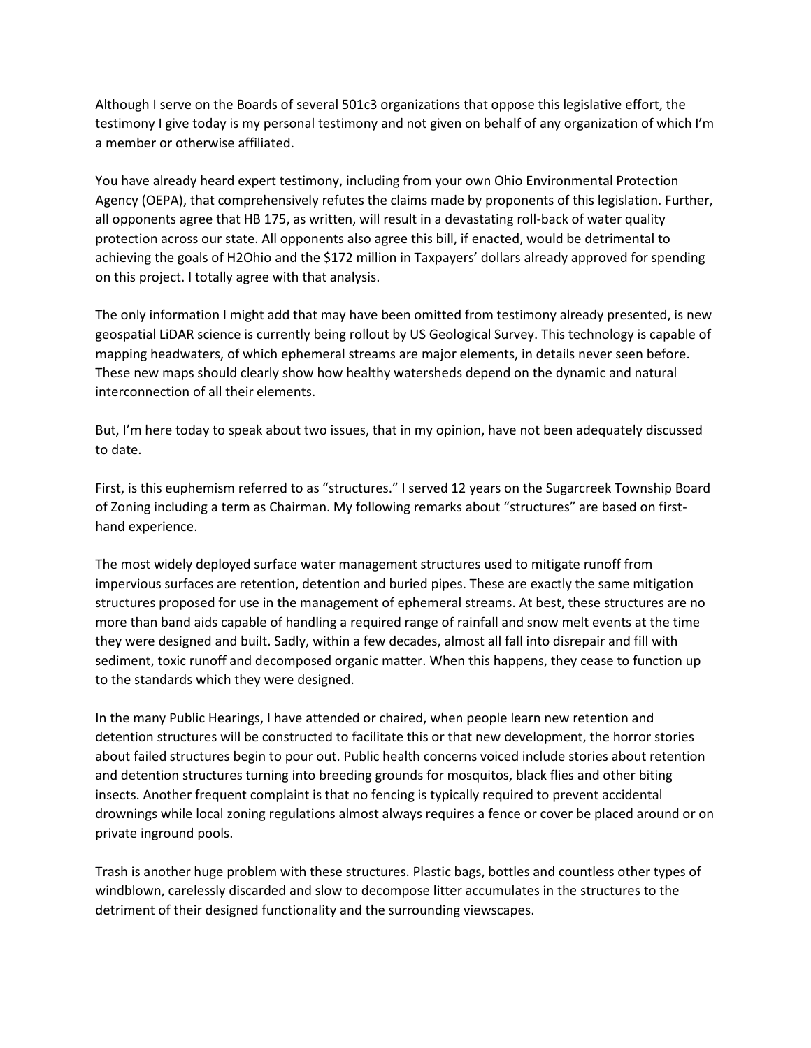Although I serve on the Boards of several 501c3 organizations that oppose this legislative effort, the testimony I give today is my personal testimony and not given on behalf of any organization of which I'm a member or otherwise affiliated.

You have already heard expert testimony, including from your own Ohio Environmental Protection Agency (OEPA), that comprehensively refutes the claims made by proponents of this legislation. Further, all opponents agree that HB 175, as written, will result in a devastating roll-back of water quality protection across our state. All opponents also agree this bill, if enacted, would be detrimental to achieving the goals of H2Ohio and the $172 million in Taxpayers' dollars already approved for spending on this project. I totally agree with that analysis.

The only information I might add that may have been omitted from testimony already presented, is new geospatial LiDAR science is currently being rollout by US Geological Survey. This technology is capable of mapping headwaters, of which ephemeral streams are major elements, in details never seen before. These new maps should clearly show how healthy watersheds depend on the dynamic and natural interconnection of all their elements.

But, I'm here today to speak about two issues, that in my opinion, have not been adequately discussed to date.

First, is this euphemism referred to as "structures." I served 12 years on the Sugarcreek Township Board of Zoning including a term as Chairman. My following remarks about "structures" are based on first-hand experience.

The most widely deployed surface water management structures used to mitigate runoff from impervious surfaces are retention, detention and buried pipes. These are exactly the same mitigation structures proposed for use in the management of ephemeral streams. At best, these structures are no more than band aids capable of handling a required range of rainfall and snow melt events at the time they were designed and built. Sadly, within a few decades, almost all fall into disrepair and fill with sediment, toxic runoff and decomposed organic matter. When this happens, they cease to function up to the standards which they were designed.

In the many Public Hearings, I have attended or chaired, when people learn new retention and detention structures will be constructed to facilitate this or that new development, the horror stories about failed structures begin to pour out. Public health concerns voiced include stories about retention and detention structures turning into breeding grounds for mosquitos, black flies and other biting insects. Another frequent complaint is that no fencing is typically required to prevent accidental drownings while local zoning regulations almost always requires a fence or cover be placed around or on private inground pools.

Trash is another huge problem with these structures. Plastic bags, bottles and countless other types of windblown, carelessly discarded and slow to decompose litter accumulates in the structures to the detriment of their designed functionality and the surrounding viewscapes.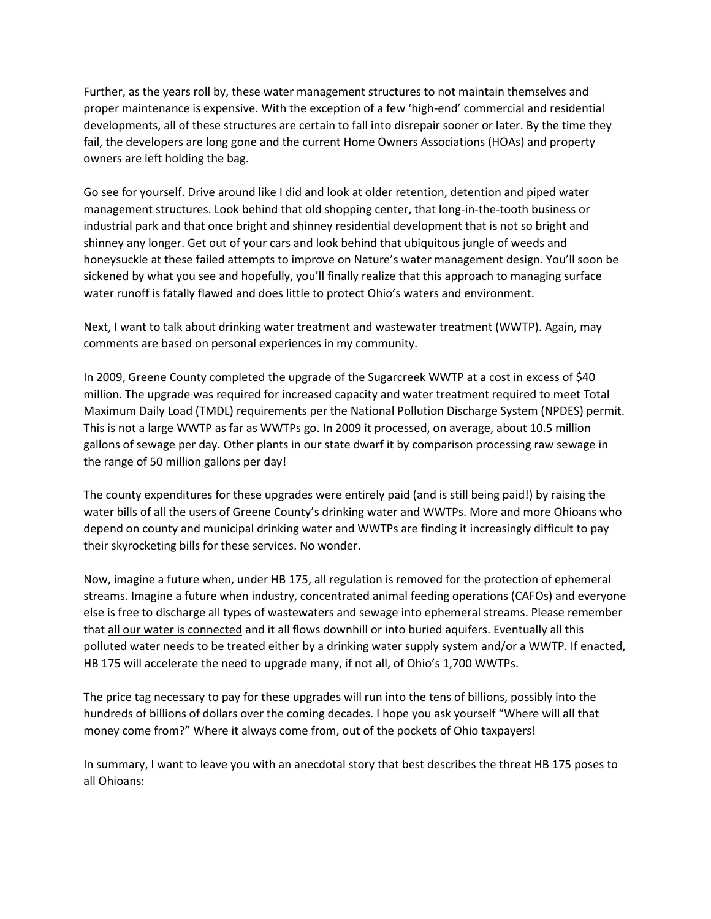Further, as the years roll by, these water management structures to not maintain themselves and proper maintenance is expensive. With the exception of a few 'high-end' commercial and residential developments, all of these structures are certain to fall into disrepair sooner or later. By the time they fail, the developers are long gone and the current Home Owners Associations (HOAs) and property owners are left holding the bag.

Go see for yourself. Drive around like I did and look at older retention, detention and piped water management structures. Look behind that old shopping center, that long-in-the-tooth business or industrial park and that once bright and shinney residential development that is not so bright and shinney any longer. Get out of your cars and look behind that ubiquitous jungle of weeds and honeysuckle at these failed attempts to improve on Nature's water management design. You'll soon be sickened by what you see and hopefully, you'll finally realize that this approach to managing surface water runoff is fatally flawed and does little to protect Ohio's waters and environment.

Next, I want to talk about drinking water treatment and wastewater treatment (WWTP). Again, may comments are based on personal experiences in my community.

In 2009, Greene County completed the upgrade of the Sugarcreek WWTP at a cost in excess of $40 million. The upgrade was required for increased capacity and water treatment required to meet Total Maximum Daily Load (TMDL) requirements per the National Pollution Discharge System (NPDES) permit. This is not a large WWTP as far as WWTPs go. In 2009 it processed, on average, about 10.5 million gallons of sewage per day. Other plants in our state dwarf it by comparison processing raw sewage in the range of 50 million gallons per day!

The county expenditures for these upgrades were entirely paid (and is still being paid!) by raising the water bills of all the users of Greene County's drinking water and WWTPs. More and more Ohioans who depend on county and municipal drinking water and WWTPs are finding it increasingly difficult to pay their skyrocketing bills for these services. No wonder.

Now, imagine a future when, under HB 175, all regulation is removed for the protection of ephemeral streams. Imagine a future when industry, concentrated animal feeding operations (CAFOs) and everyone else is free to discharge all types of wastewaters and sewage into ephemeral streams. Please remember that <u>all our water is connected</u> and it all flows downhill or into buried aquifers. Eventually all this polluted water needs to be treated either by a drinking water supply system and/or a WWTP. If enacted, HB 175 will accelerate the need to upgrade many, if not all, of Ohio's 1,700 WWTPs.

The price tag necessary to pay for these upgrades will run into the tens of billions, possibly into the hundreds of billions of dollars over the coming decades. I hope you ask yourself "Where will all that money come from?" Where it always come from, out of the pockets of Ohio taxpayers!

In summary, I want to leave you with an anecdotal story that best describes the threat HB 175 poses to all Ohioans: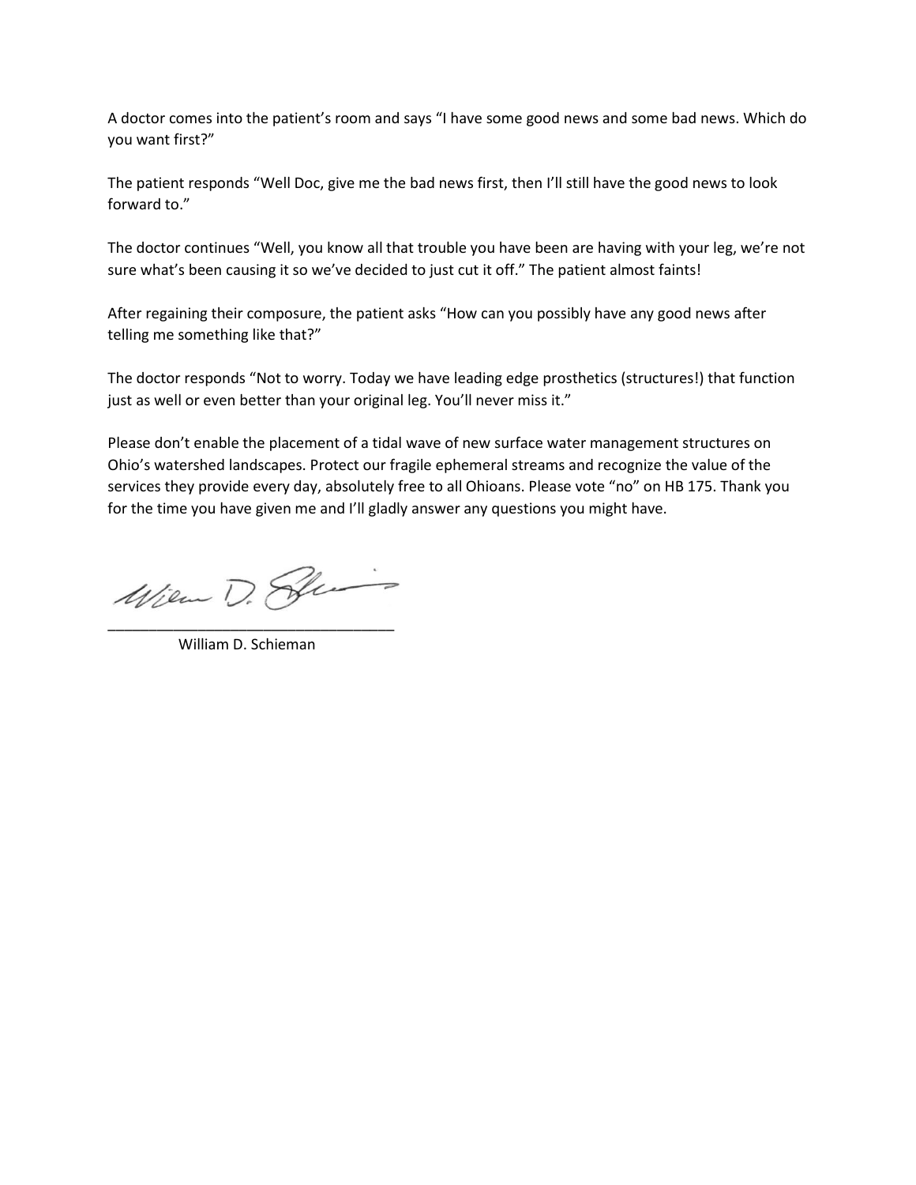A doctor comes into the patient's room and says "I have some good news and some bad news. Which do you want first?"

The patient responds "Well Doc, give me the bad news first, then I'll still have the good news to look forward to."

The doctor continues "Well, you know all that trouble you have been are having with your leg, we're not sure what's been causing it so we've decided to just cut it off." The patient almost faints!

After regaining their composure, the patient asks "How can you possibly have any good news after telling me something like that?"

The doctor responds "Not to worry. Today we have leading edge prosthetics (structures!) that function just as well or even better than your original leg. You'll never miss it."

Please don't enable the placement of a tidal wave of new surface water management structures on Ohio's watershed landscapes. Protect our fragile ephemeral streams and recognize the value of the services they provide every day, absolutely free to all Ohioans. Please vote "no" on HB 175. Thank you for the time you have given me and I'll gladly answer any questions you might have.

William D. Schieman